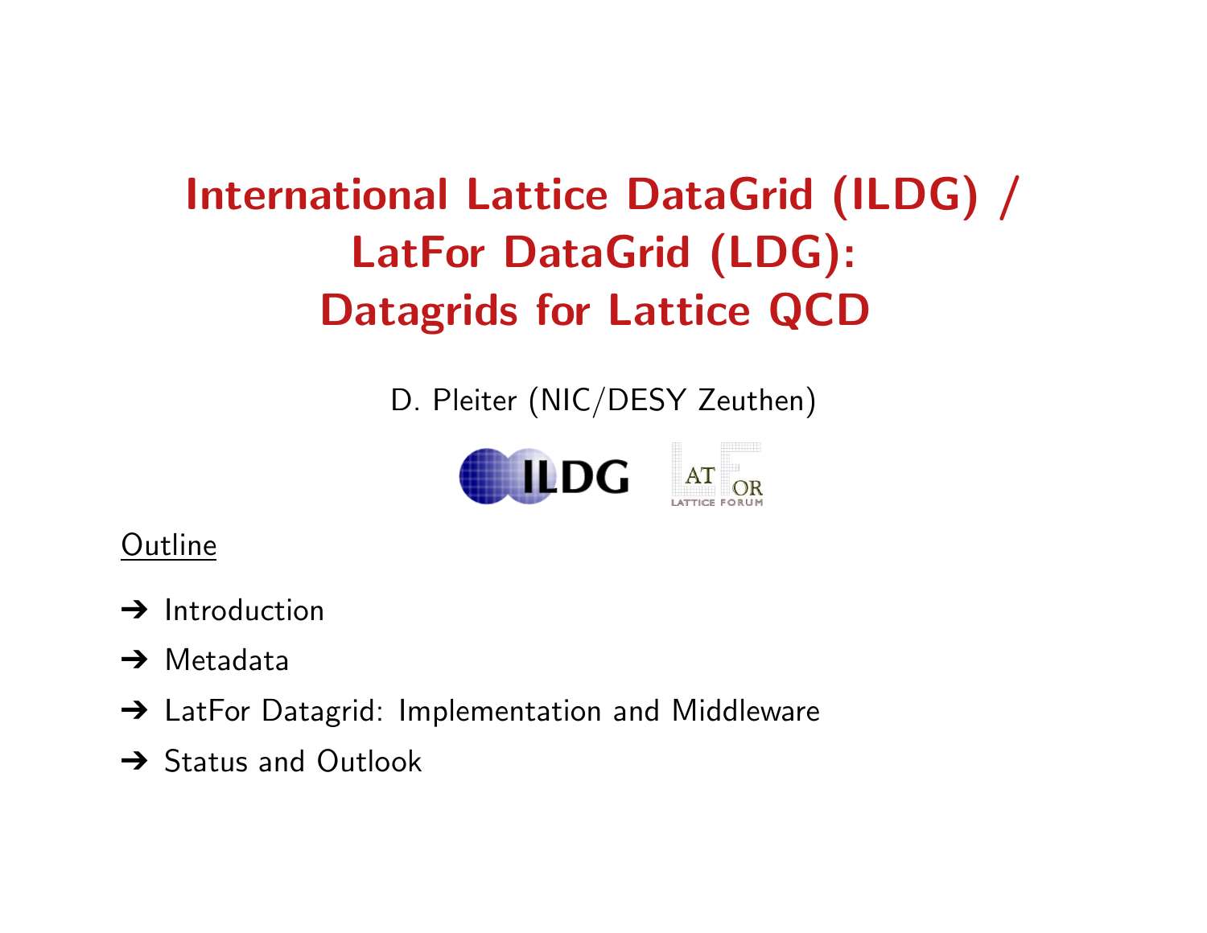# International Lattice DataGrid (ILDG) / LatFor DataGrid (LDG): Datagrids for Lattice QCD

D. Pleiter (NIC/DESY Zeuthen)

Outline

- ➔ Introduction
- ➔ Metadata
- ➔ LatFor Datagrid: Implementation and Middleware
- ➔ Status and Outlook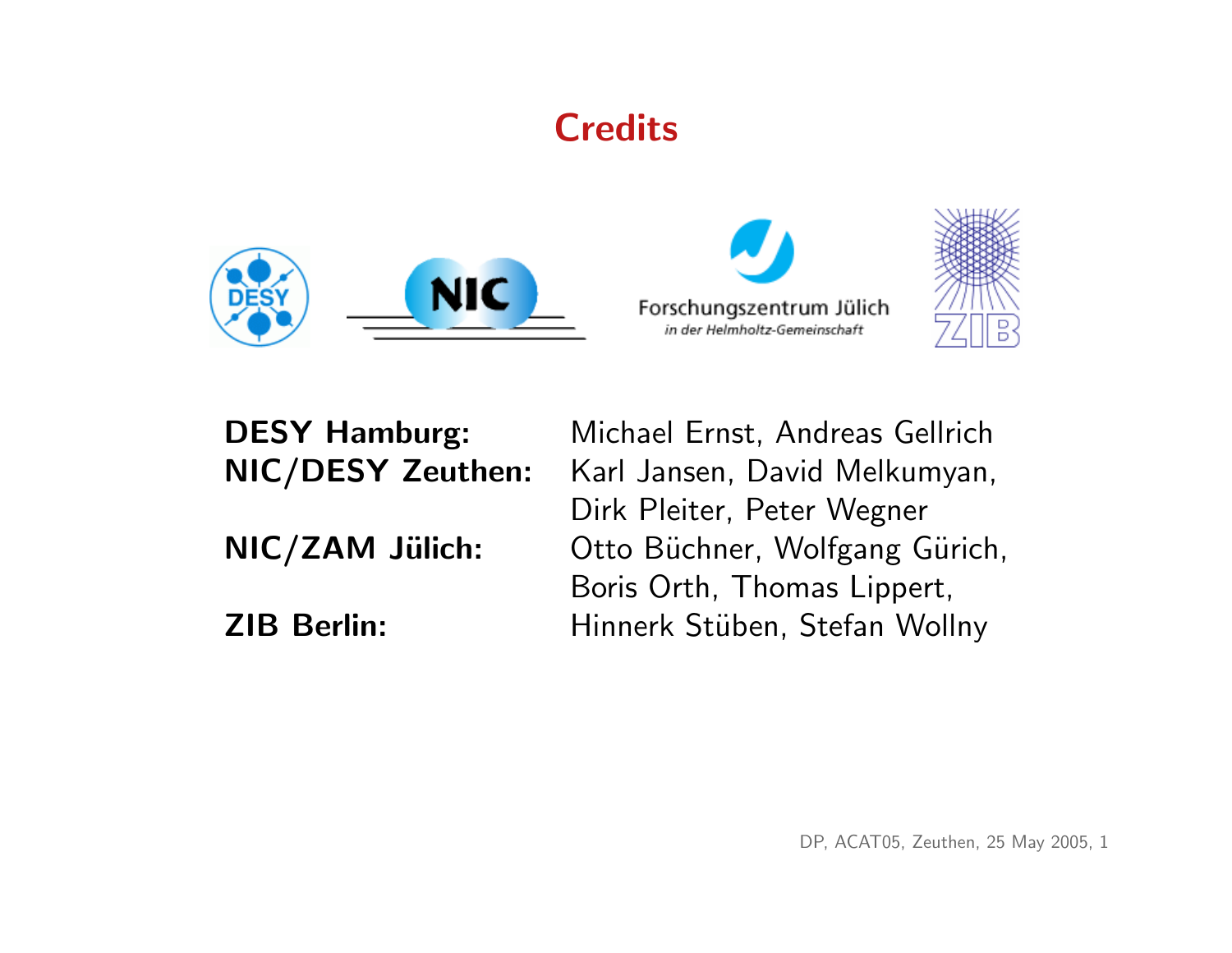# Credits

| | |
|---|---|
| **DESY Hamburg:** | Michael Ernst, Andreas Gellrich |
| **NIC/DESY Zeuthen:** | Karl Jansen, David Melkumyan, Dirk Pleiter, Peter Wegner |
| **NIC/ZAM Jülich:** | Otto Büchner, Wolfgang Gürich, Boris Orth, Thomas Lippert, |
| **ZIB Berlin:** | Hinnerk Stüben, Stefan Wollny |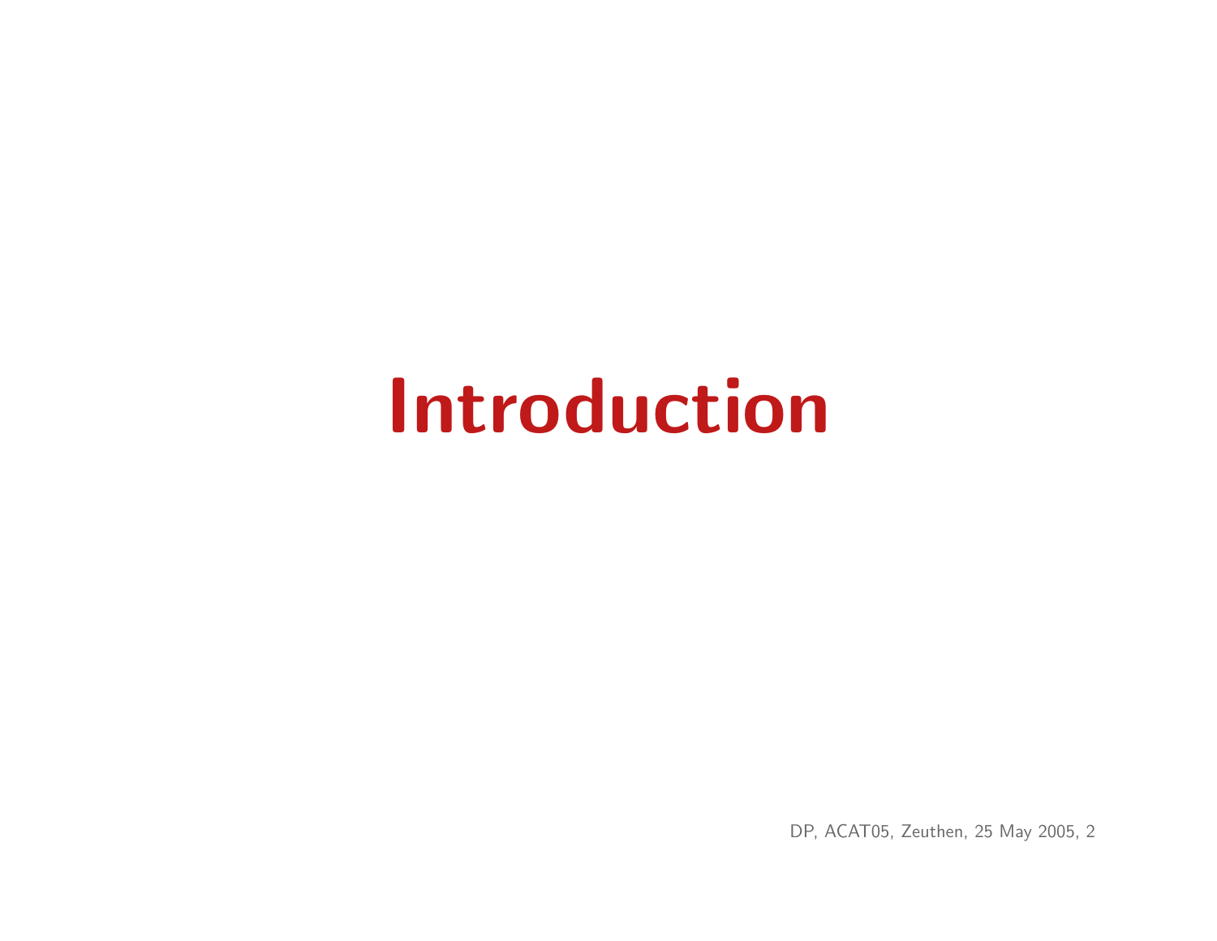# Introduction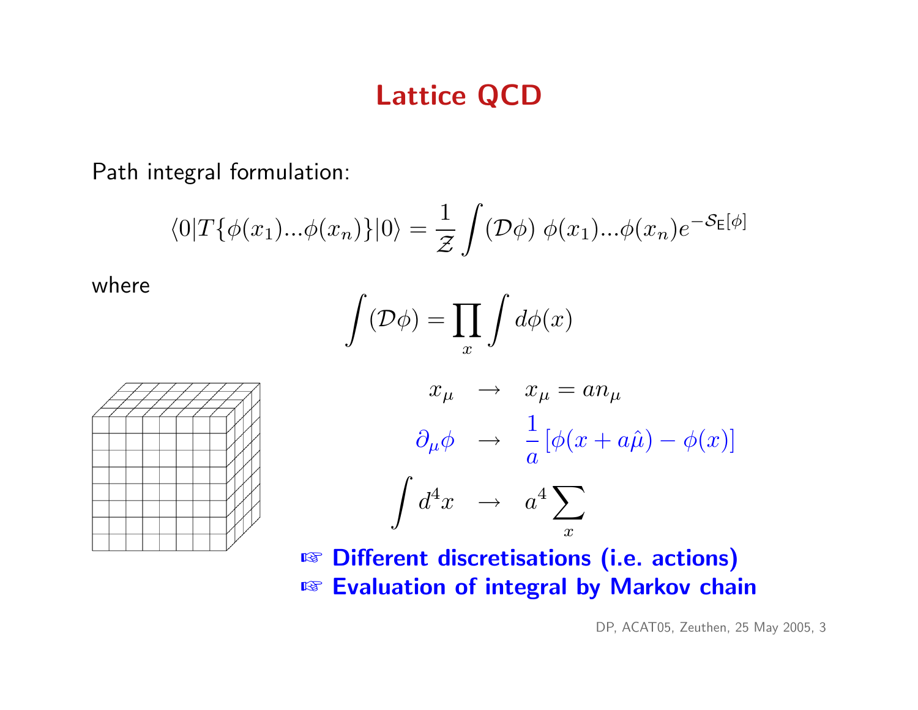# Lattice QCD

Path integral formulation:

$$\langle 0|T\{\phi(x_1)...\phi(x_n)\}|0\rangle = \frac{1}{\mathcal{Z}} \int (\mathcal{D}\phi)\ \phi(x_1)...\phi(x_n) e^{-\mathcal{S}_\mathsf{E}[\phi]}$$

where

$$\int (\mathcal{D}\phi) = \prod_x \int d\phi(x)$$

$$x_\mu \quad \rightarrow \quad x_\mu = a n_\mu$$

$$\partial_\mu \phi \quad \rightarrow \quad \frac{1}{a}\left[\phi(x + a\hat{\mu}) - \phi(x)\right]$$

$$\int d^4x \quad \rightarrow \quad a^4 \sum_x$$

- ☞ **Different discretisations (i.e. actions)**
- ☞ **Evaluation of integral by Markov chain**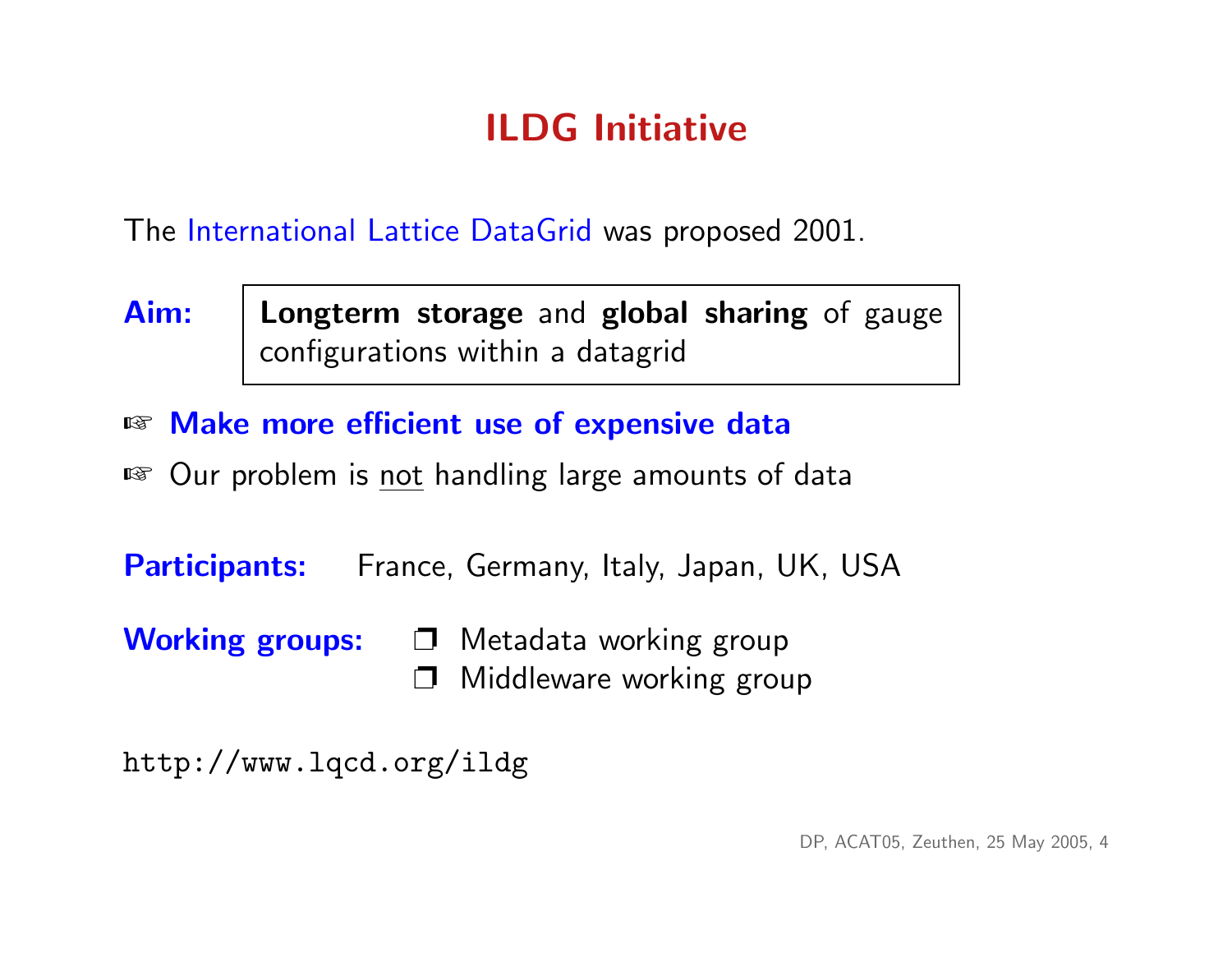# ILDG Initiative

The International Lattice DataGrid was proposed 2001.

**Aim:** **Longterm storage** and **global sharing** of gauge configurations within a datagrid

- **Make more efficient use of expensive data**
- Our problem is not handling large amounts of data

**Participants:** France, Germany, Italy, Japan, UK, USA

**Working groups:**
- Metadata working group
- Middleware working group

```
http://www.lqcd.org/ildg
```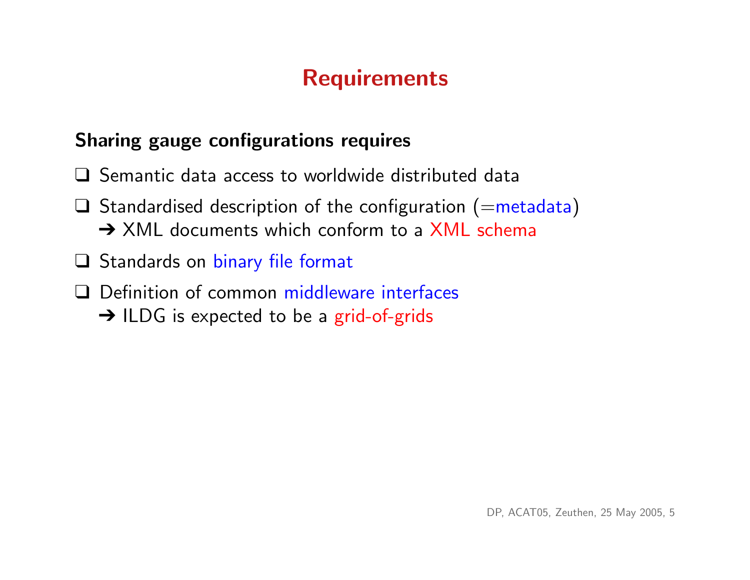# Requirements

**Sharing gauge configurations requires**

- Semantic data access to worldwide distributed data
- Standardised description of the configuration (=metadata)
  ➔ XML documents which conform to a XML schema
- Standards on binary file format
- Definition of common middleware interfaces
  ➔ ILDG is expected to be a grid-of-grids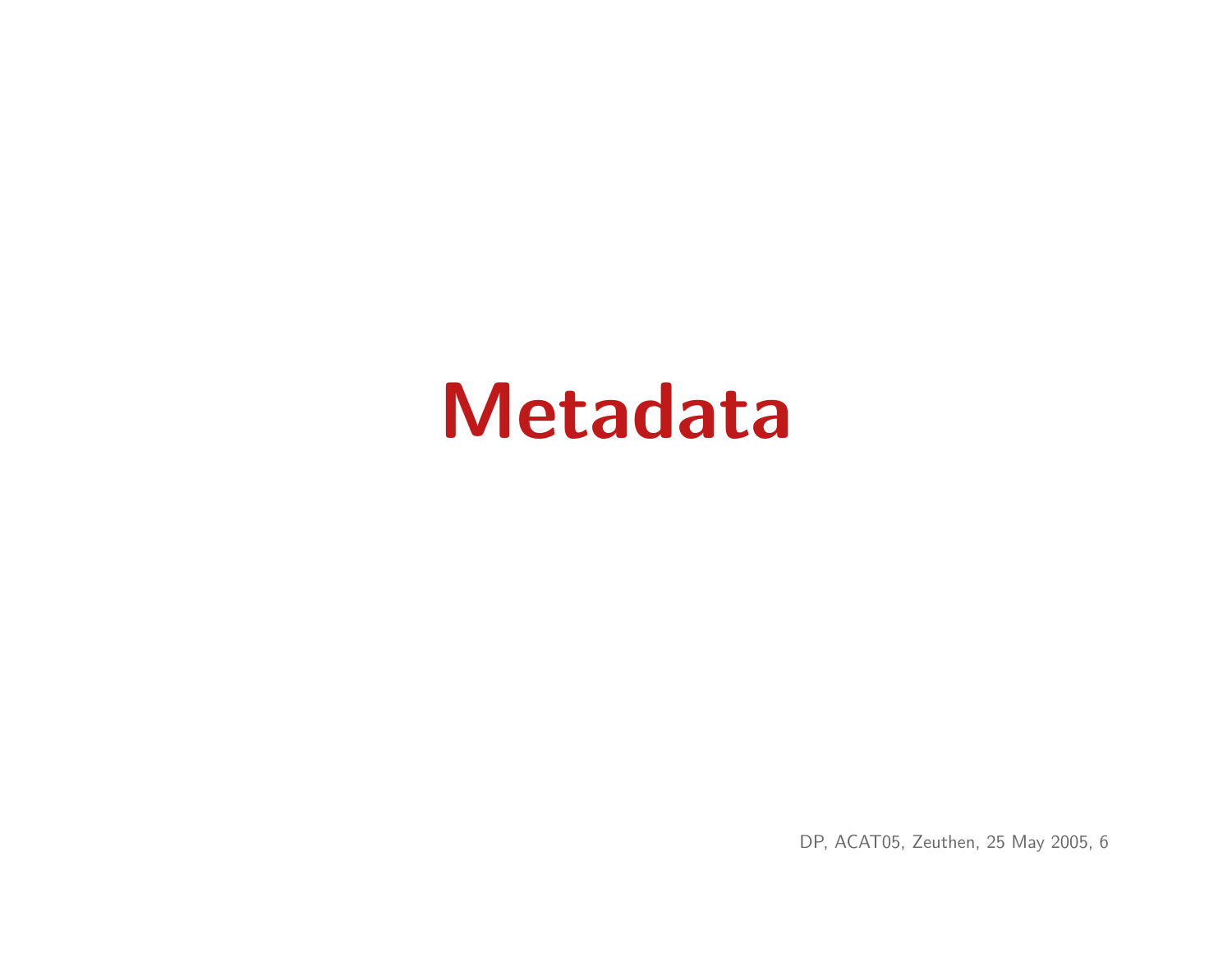# Metadata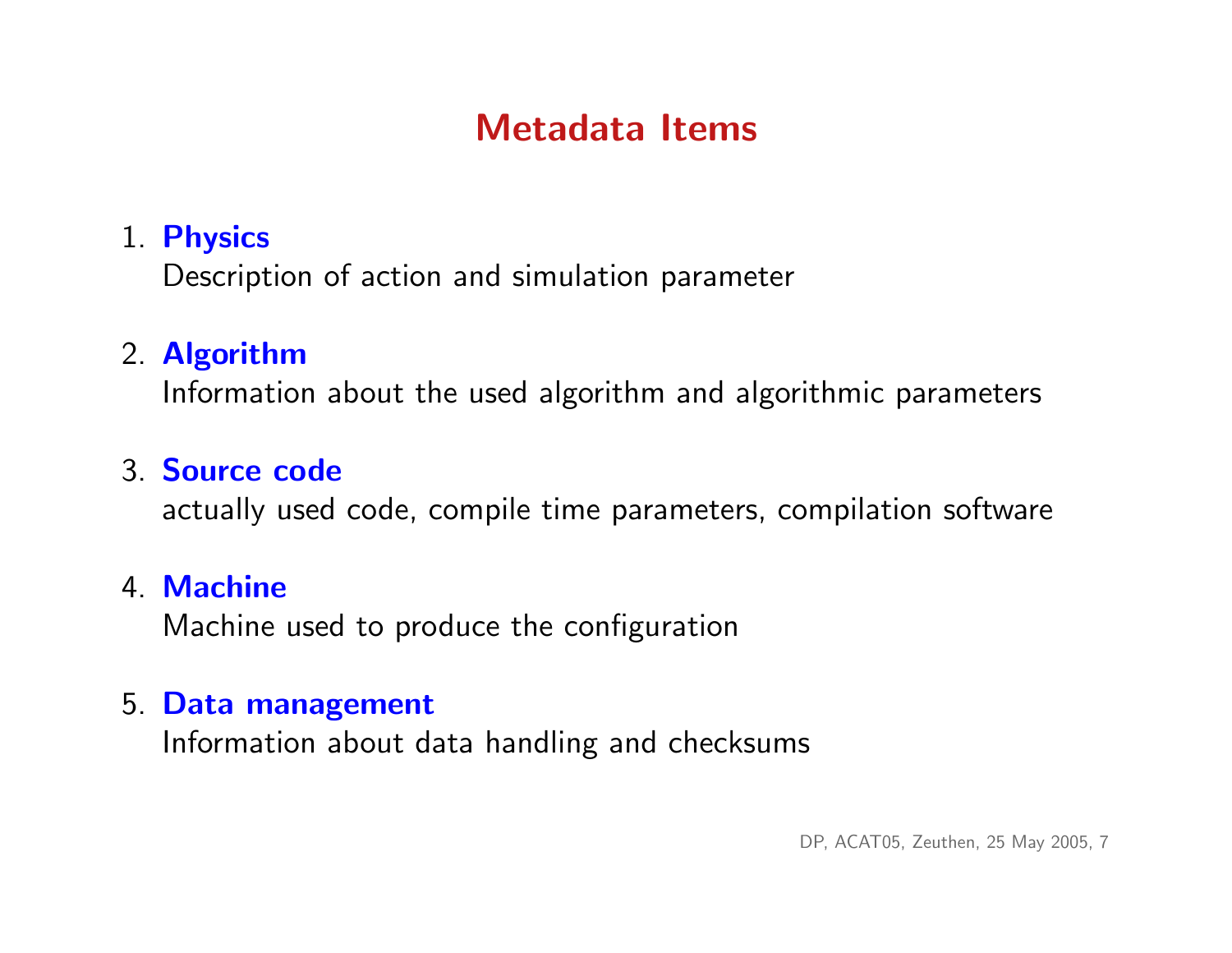# Metadata Items

1. **Physics**
   Description of action and simulation parameter

2. **Algorithm**
   Information about the used algorithm and algorithmic parameters

3. **Source code**
   actually used code, compile time parameters, compilation software

4. **Machine**
   Machine used to produce the configuration

5. **Data management**
   Information about data handling and checksums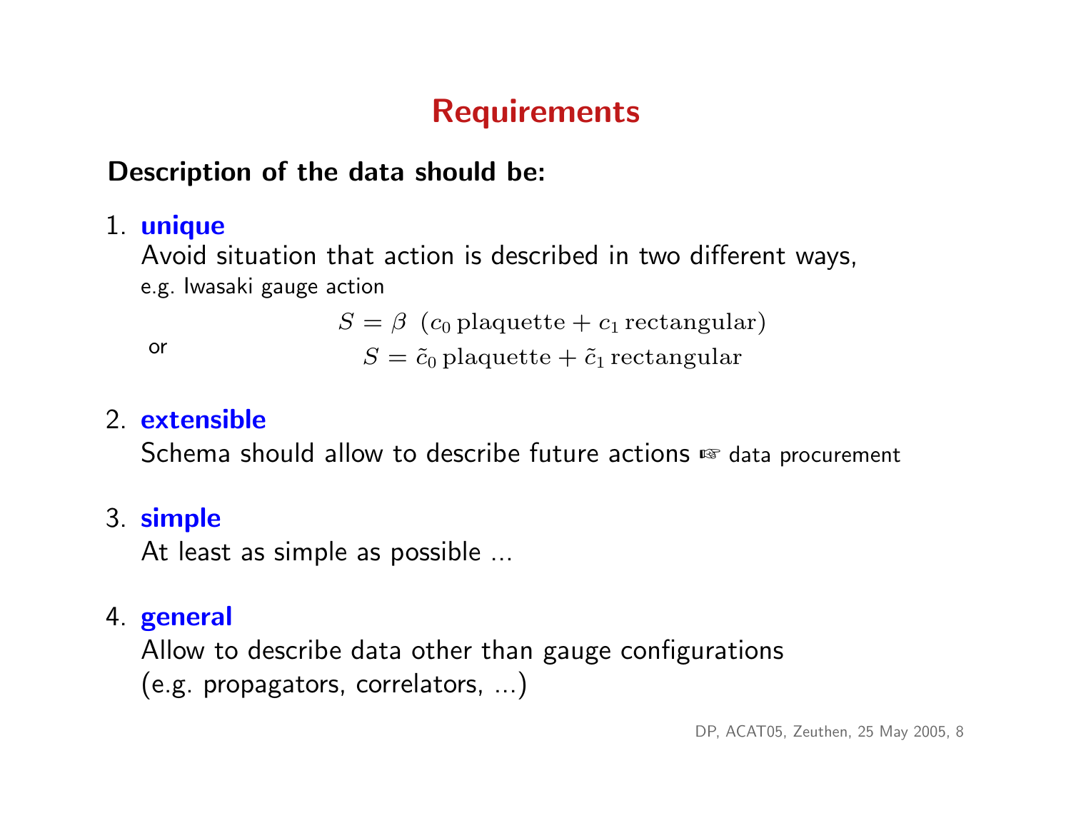# Requirements

**Description of the data should be:**

1. **unique**
   Avoid situation that action is described in two different ways,
   e.g. Iwasaki gauge action

   $$S = \beta \ (c_0 \, \text{plaquette} + c_1 \, \text{rectangular})$$

   or

   $$S = \tilde{c}_0 \, \text{plaquette} + \tilde{c}_1 \, \text{rectangular}$$

2. **extensible**
   Schema should allow to describe future actions ☞ data procurement

3. **simple**
   At least as simple as possible ...

4. **general**
   Allow to describe data other than gauge configurations
   (e.g. propagators, correlators, ...)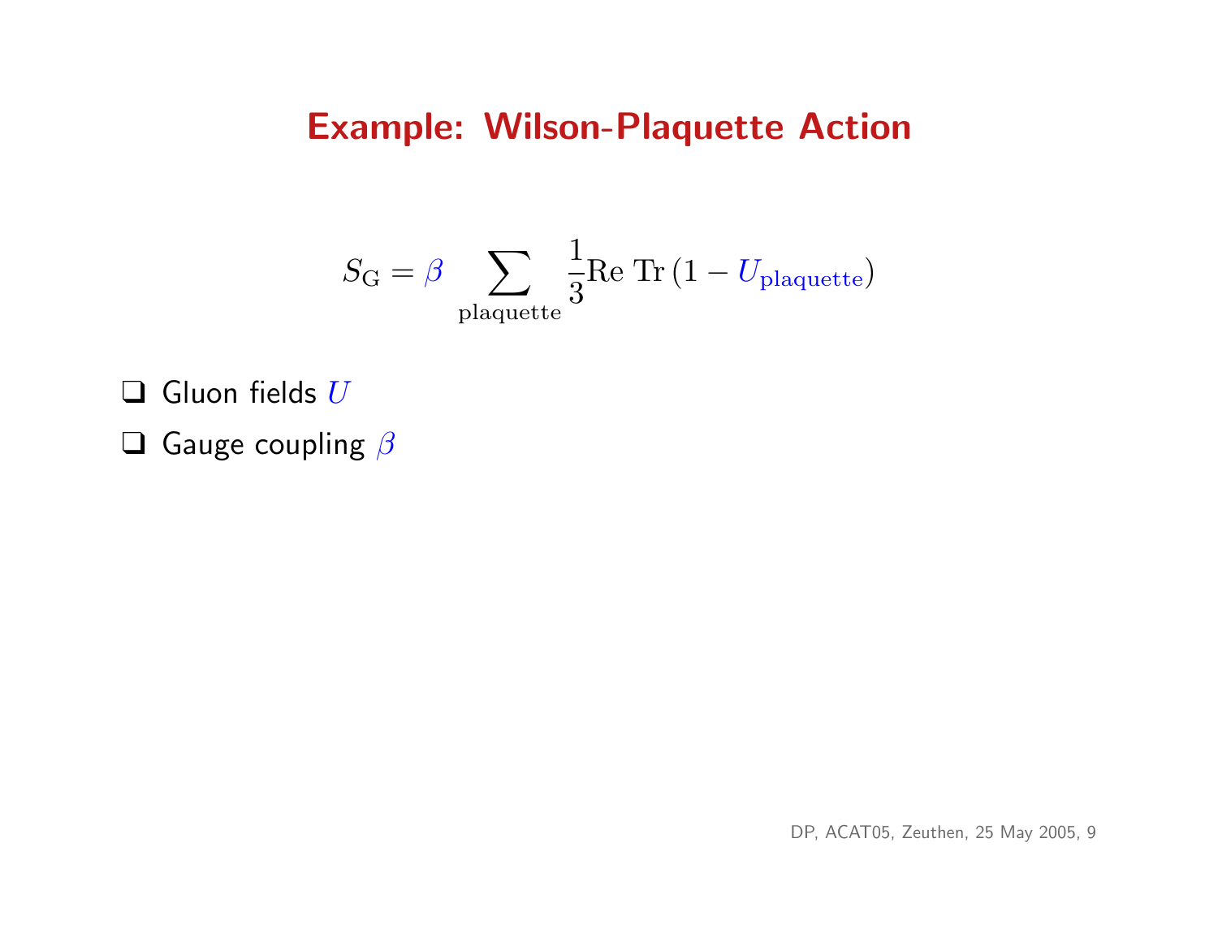# Example: Wilson-Plaquette Action

$$S_{\mathrm{G}} = \beta \sum_{\text{plaquette}} \frac{1}{3} \mathrm{Re}\ \mathrm{Tr}\left(1 - U_{\text{plaquette}}\right)$$

- Gluon fields $U$
- Gauge coupling $\beta$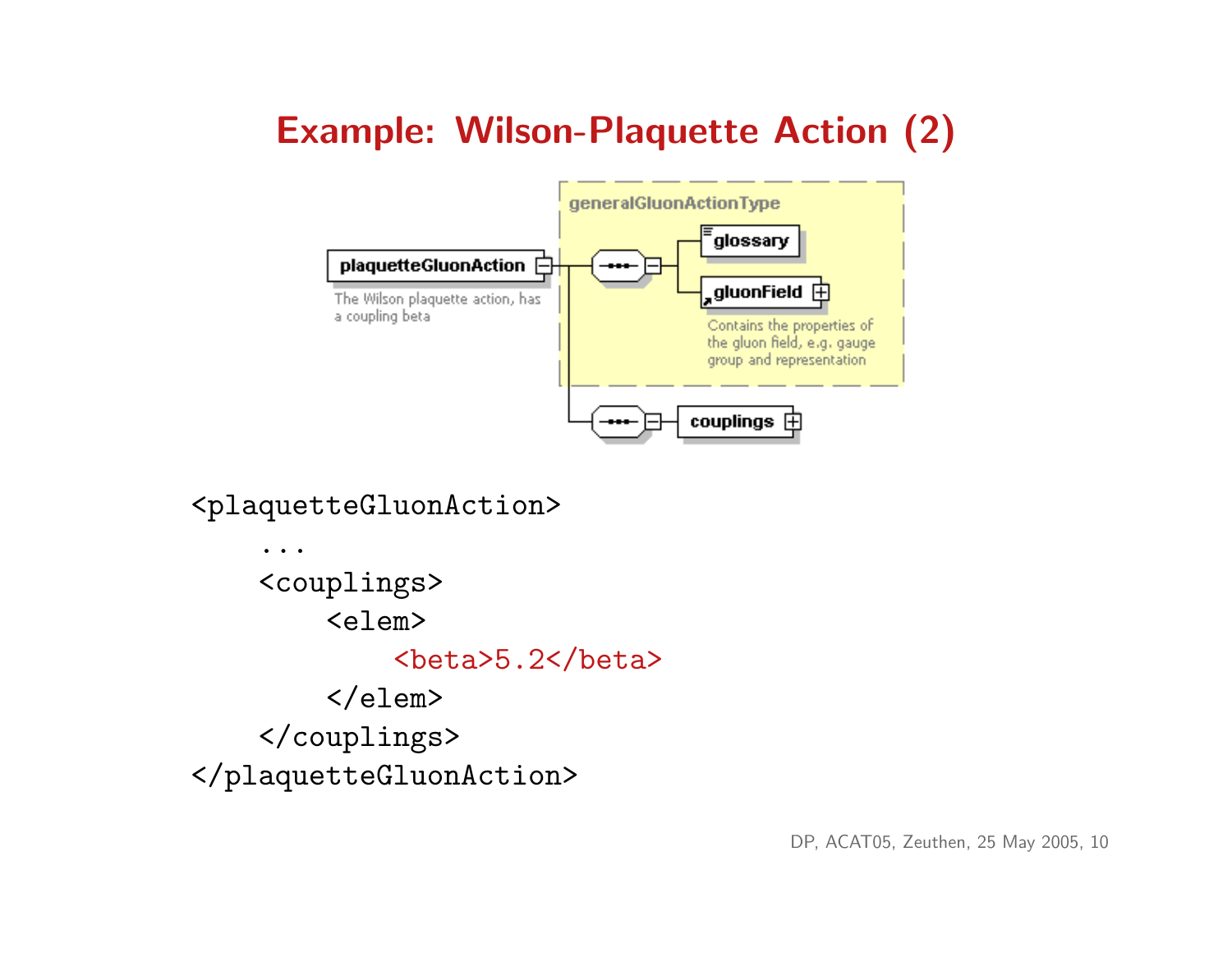# Example: Wilson-Plaquette Action (2)

plaquetteGluonAction

The Wilson plaquette action, has a coupling beta

generalGluonActionType

glossary

gluonField

Contains the properties of the gluon field, e.g. gauge group and representation

couplings

```
<plaquetteGluonAction>
    ...
    <couplings>
        <elem>
            <beta>5.2</beta>
        </elem>
    </couplings>
</plaquetteGluonAction>
```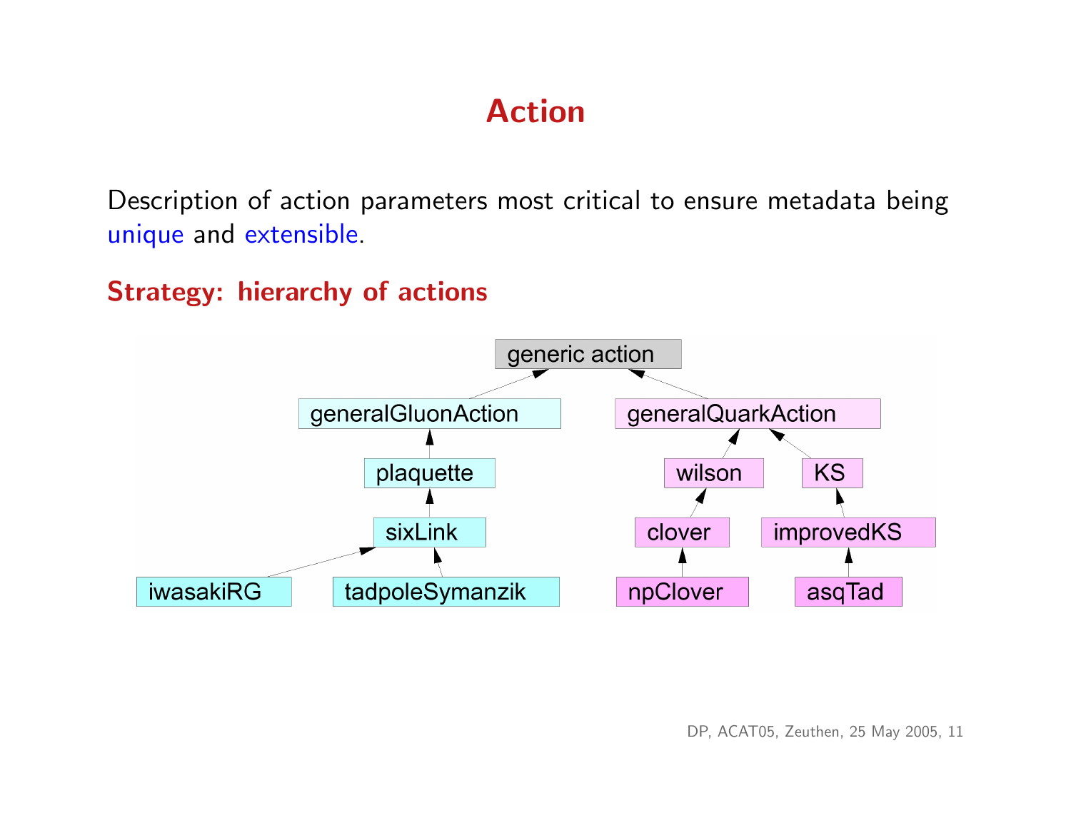# Action

Description of action parameters most critical to ensure metadata being unique and extensible.

**Strategy: hierarchy of actions**

generic action

generalGluonAction

plaquette

sixLink

iwasakiRG

tadpoleSymanzik

generalQuarkAction

wilson

clover

npClover

KS

improvedKS

asqTad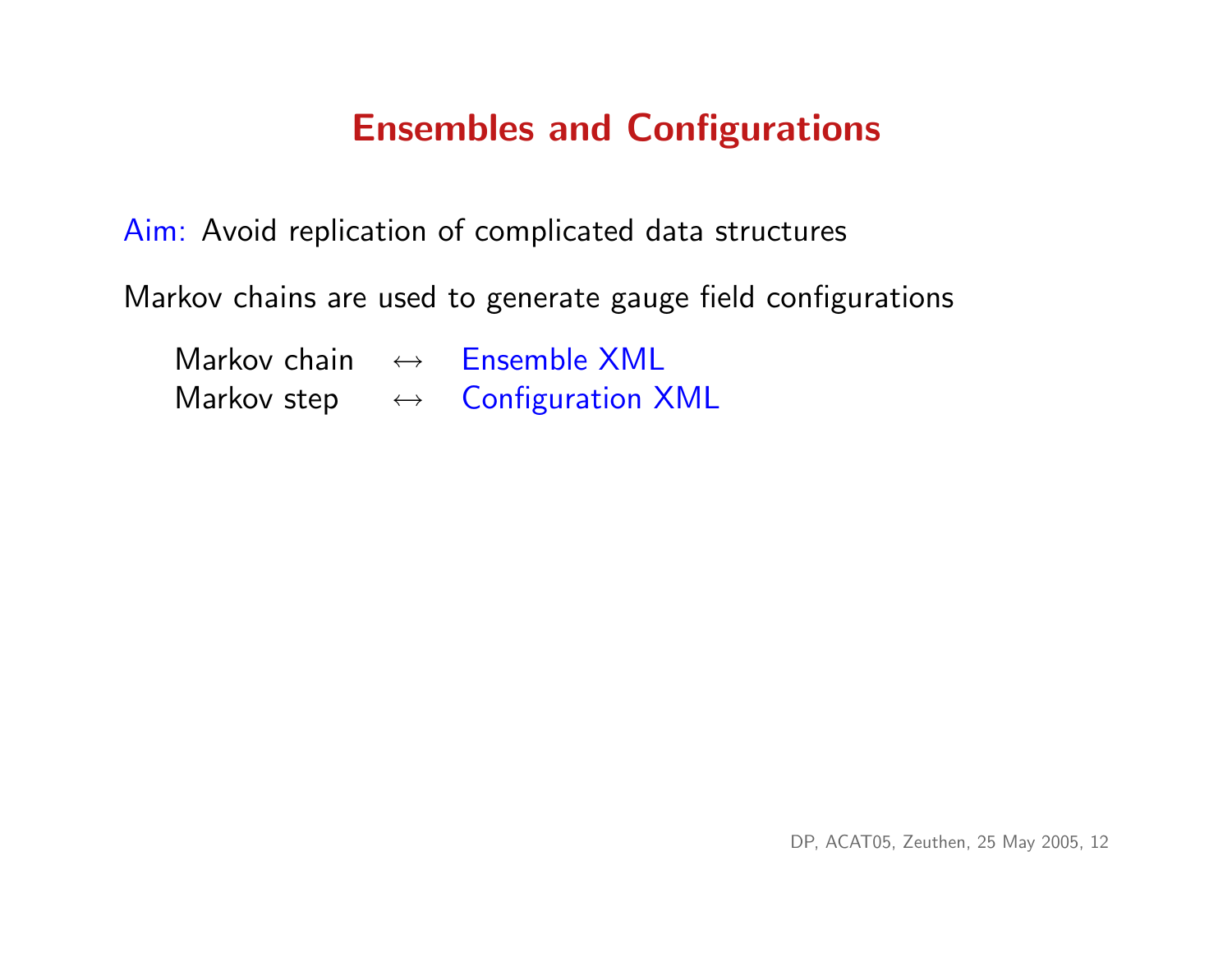# Ensembles and Configurations

Aim: Avoid replication of complicated data structures

Markov chains are used to generate gauge field configurations

| | | |
|---|---|---|
| Markov chain | $\leftrightarrow$ | Ensemble XML |
| Markov step | $\leftrightarrow$ | Configuration XML |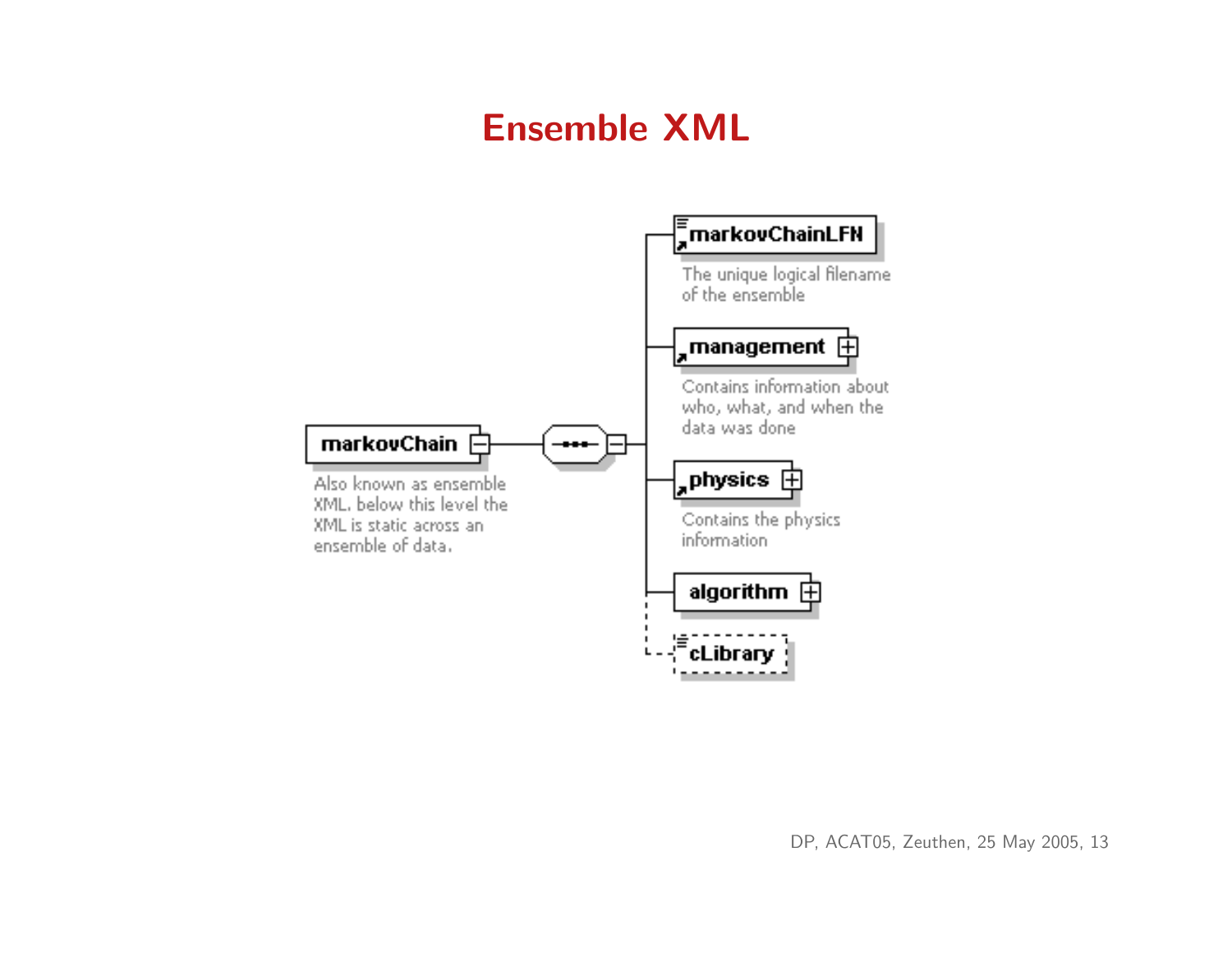# Ensemble XML

markovChain

Also known as ensemble XML. below this level the XML is static across an ensemble of data.

markovChainLFN

The unique logical filename of the ensemble

management

Contains information about who, what, and when the data was done

physics

Contains the physics information

algorithm

cLibrary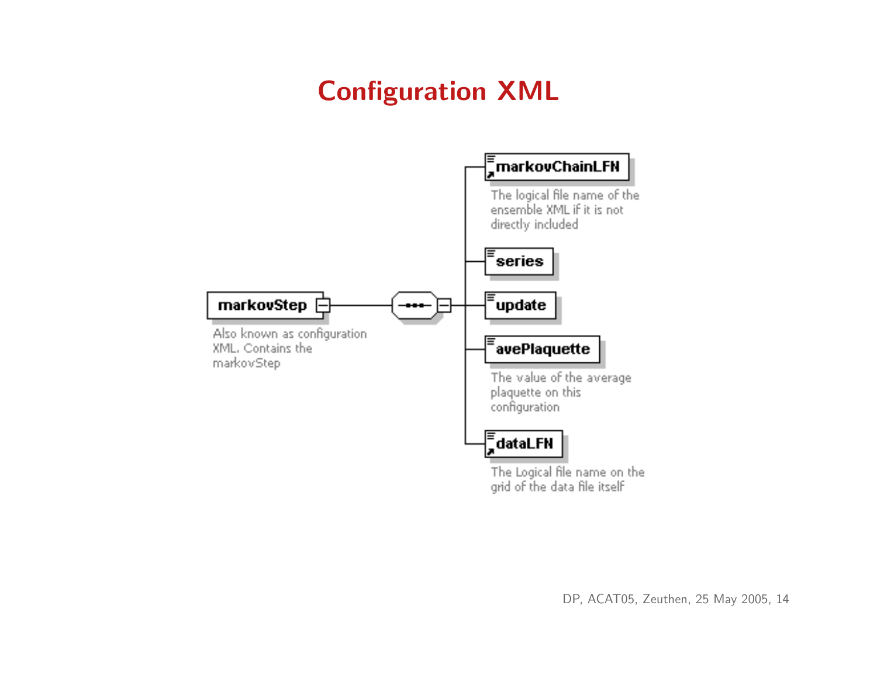# Configuration XML

**markovStep**

Also known as configuration XML. Contains the markovStep

- **markovChainLFN** — The logical file name of the ensemble XML if it is not directly included
- **series**
- **update**
- **avePlaquette** — The value of the average plaquette on this configuration
- **dataLFN** — The Logical file name on the grid of the data file itself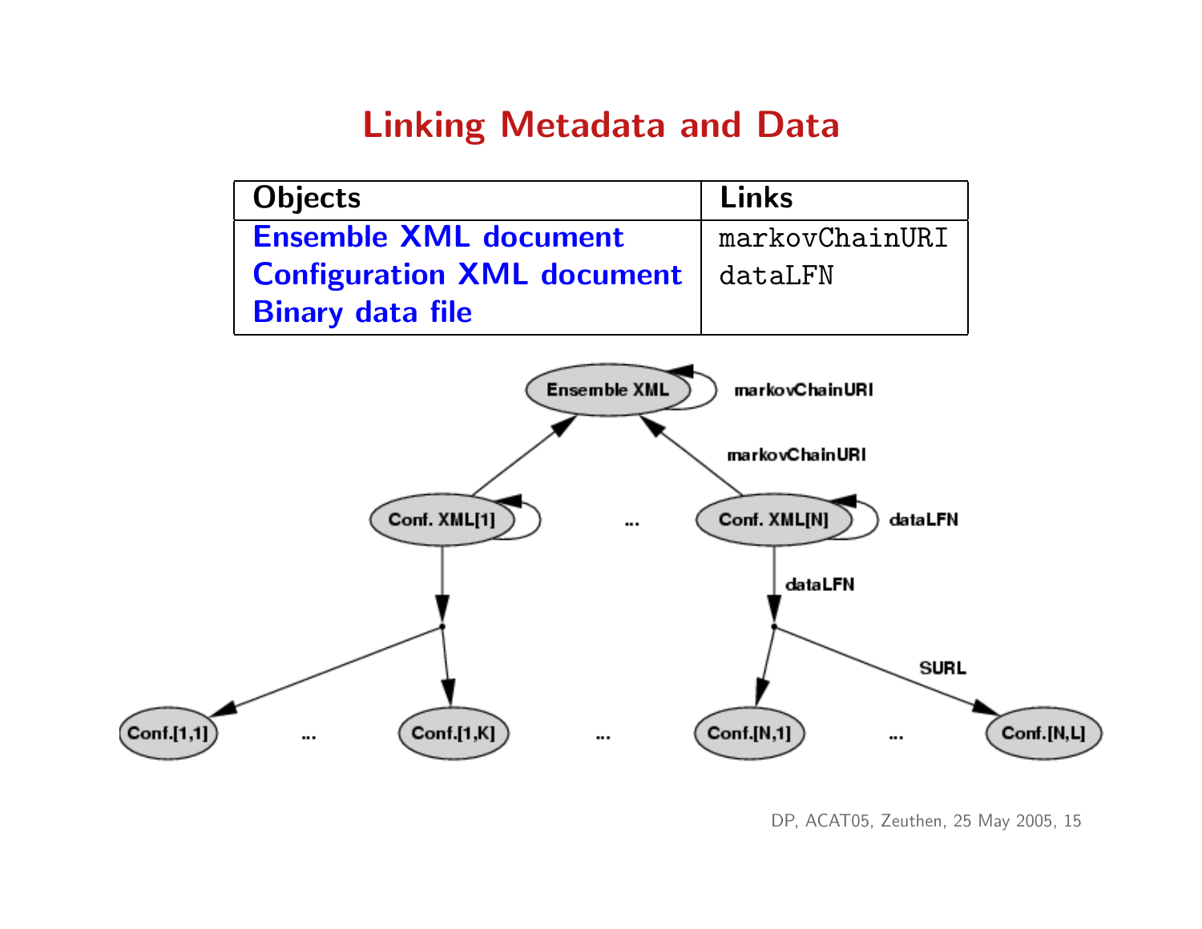# Linking Metadata and Data

| Objects | Links |
|---|---|
| Ensemble XML document | `markovChainURI` |
| Configuration XML document | `dataLFN` |
| Binary data file | |

Ensemble XML — markovChainURI

markovChainURI

Conf. XML[1] ... Conf. XML[N] — dataLFN

dataLFN

SURL

Conf.[1,1] ... Conf.[1,K] ... Conf.[N,1] ... Conf.[N,L]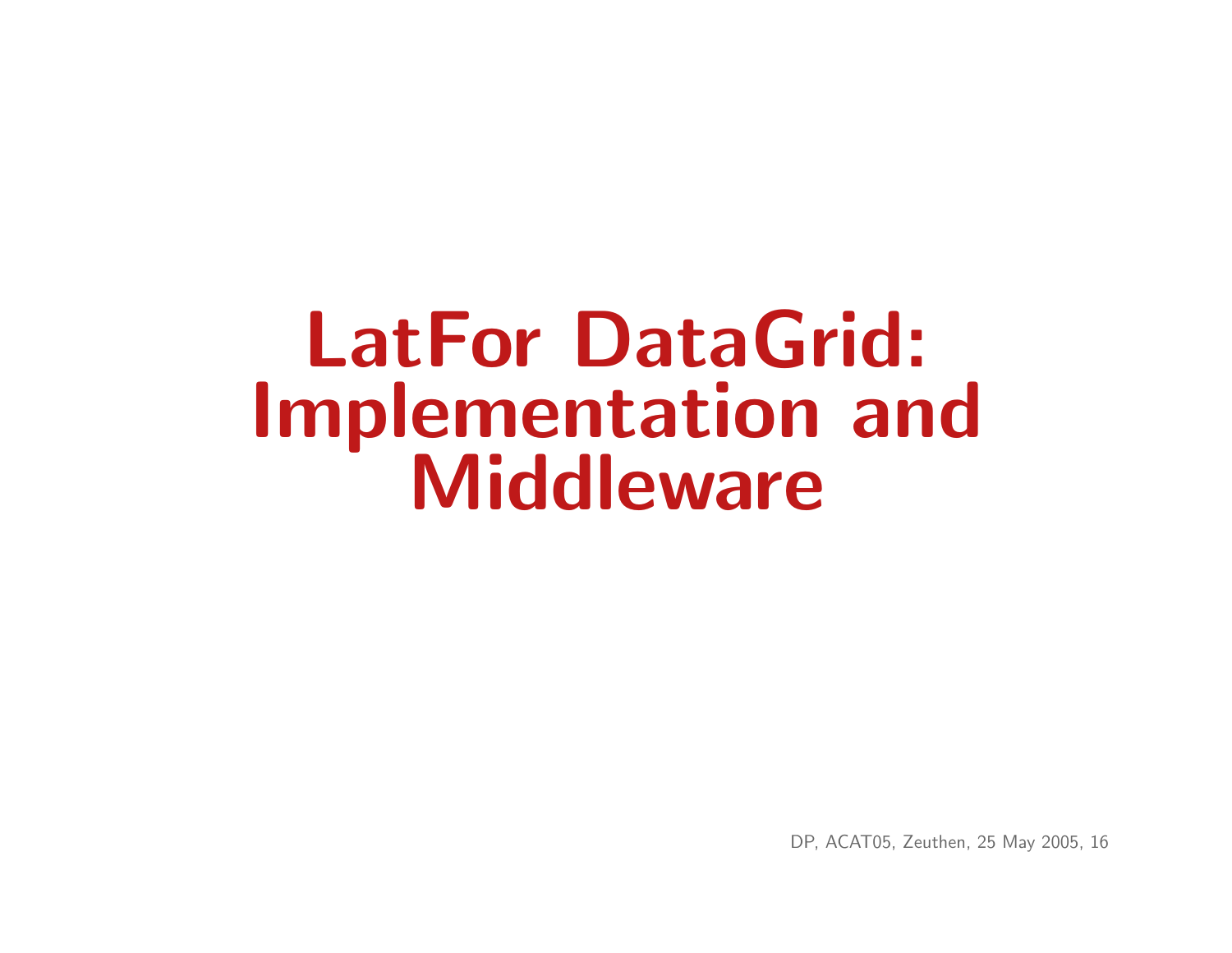# LatFor DataGrid: Implementation and Middleware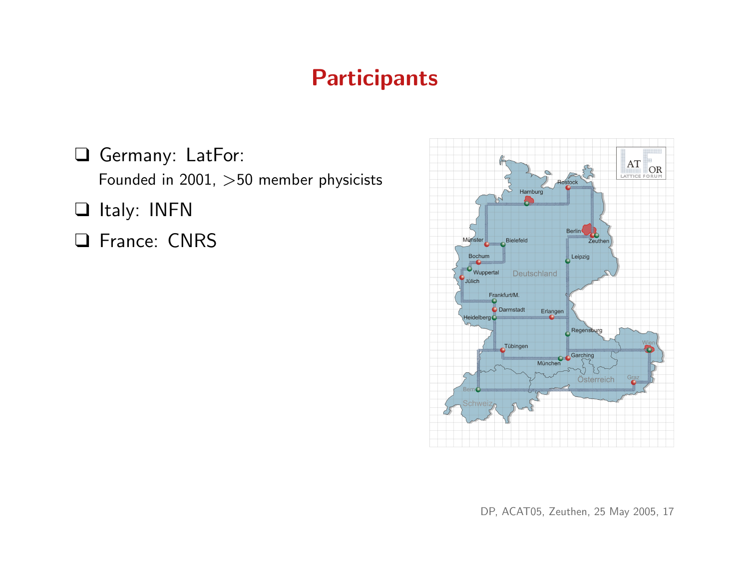# Participants

- Germany: LatFor:
  Founded in 2001, $>$50 member physicists
- Italy: INFN
- France: CNRS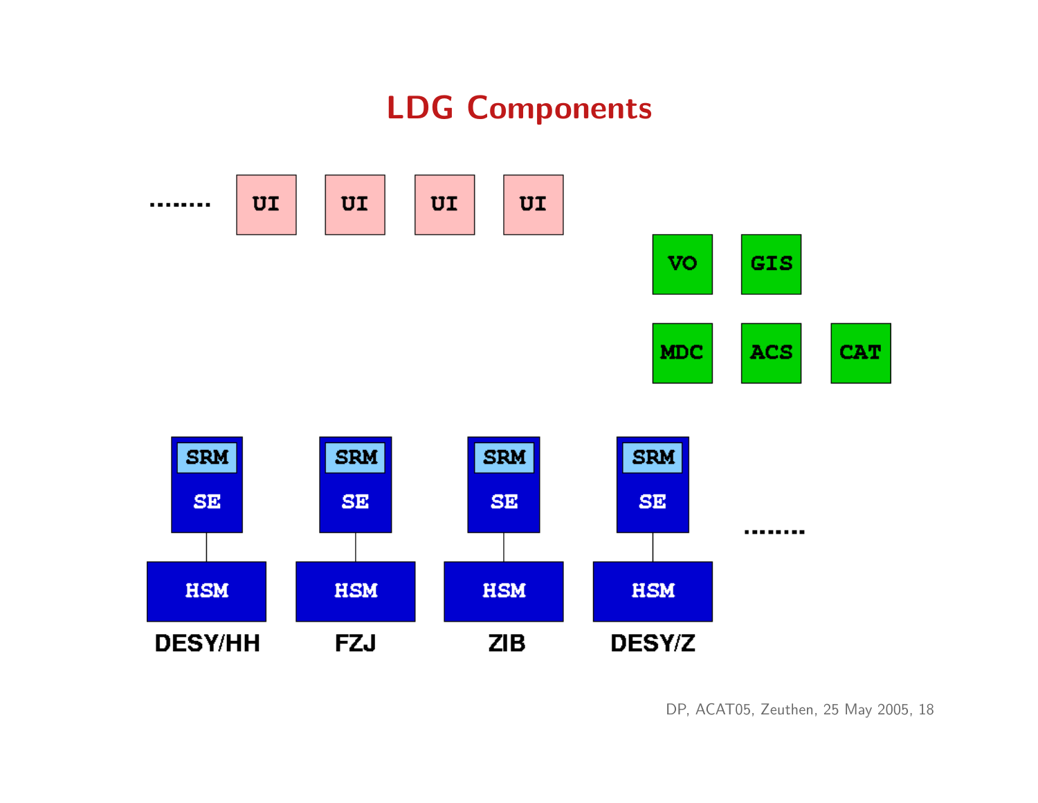# LDG Components

........ UI UI UI UI

VO GIS

MDC ACS CAT

| SRM SE | SRM SE | SRM SE | SRM SE | ........ |
|---|---|---|---|---|
| HSM | HSM | HSM | HSM | |
| DESY/HH | FZJ | ZIB | DESY/Z | |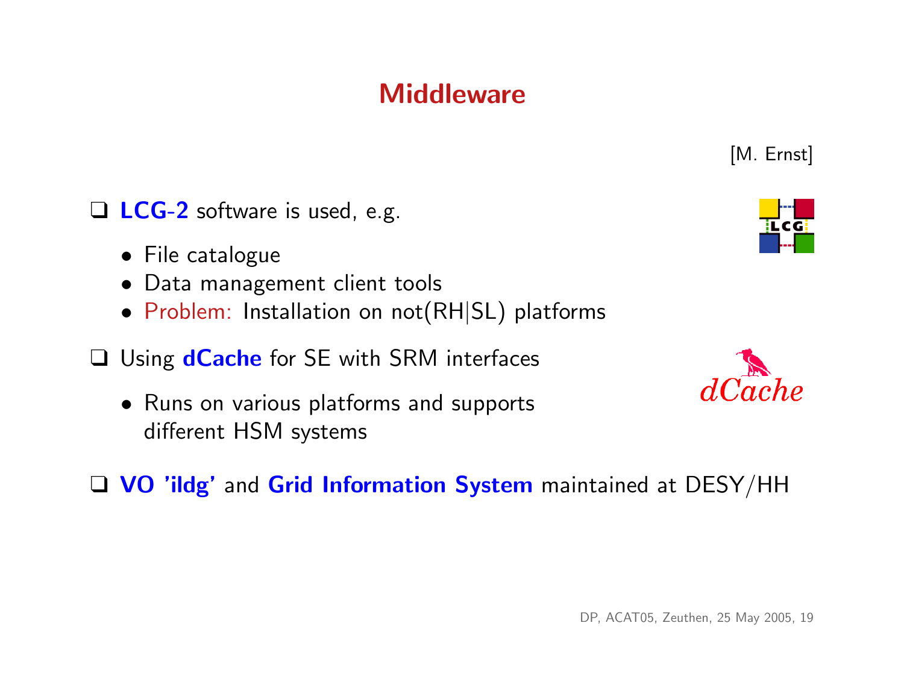# Middleware

[M. Ernst]

- **LCG-2** software is used, e.g.
  - File catalogue
  - Data management client tools
  - Problem: Installation on not(RH|SL) platforms
- Using **dCache** for SE with SRM interfaces
  - Runs on various platforms and supports different HSM systems
- **VO 'ildg'** and **Grid Information System** maintained at DESY/HH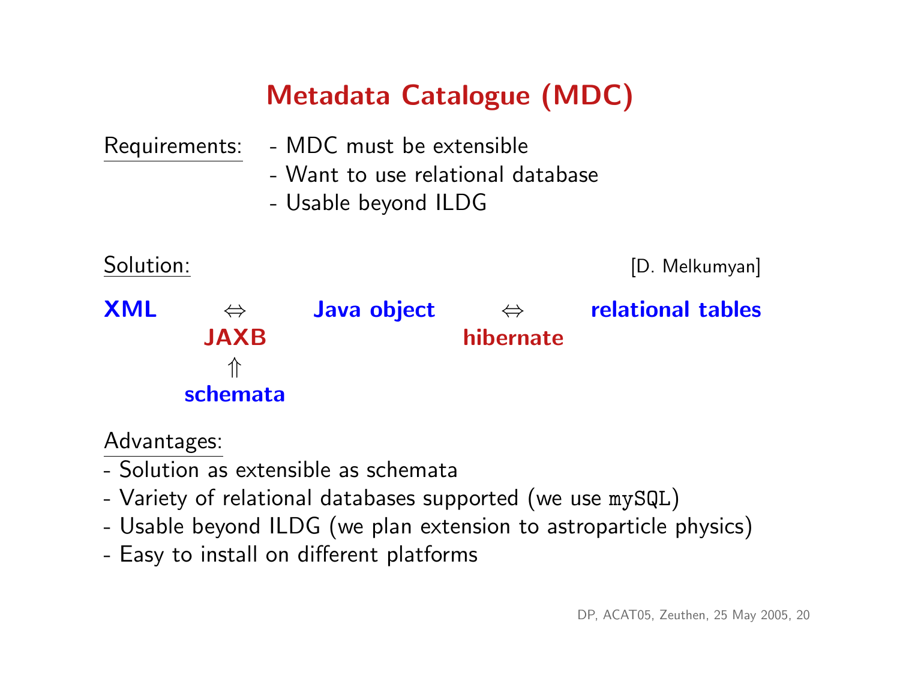# Metadata Catalogue (MDC)

Requirements:
- MDC must be extensible
- Want to use relational database
- Usable beyond ILDG

Solution: [D. Melkumyan]

**XML** $\Leftrightarrow$ (**JAXB** $\Uparrow$ **schemata**) **Java object** $\Leftrightarrow$ (**hibernate**) **relational tables**

Advantages:
- Solution as extensible as schemata
- Variety of relational databases supported (we use `mySQL`)
- Usable beyond ILDG (we plan extension to astroparticle physics)
- Easy to install on different platforms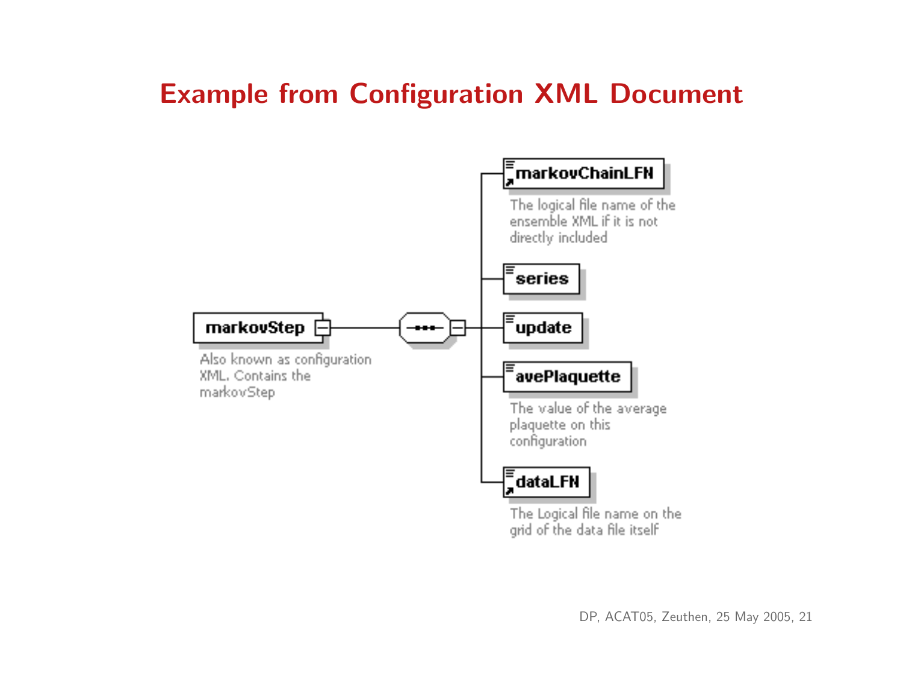# Example from Configuration XML Document

**markovStep**

Also known as configuration XML. Contains the markovStep

- **markovChainLFN** — The logical file name of the ensemble XML if it is not directly included
- **series**
- **update**
- **avePlaquette** — The value of the average plaquette on this configuration
- **dataLFN** — The Logical file name on the grid of the data file itself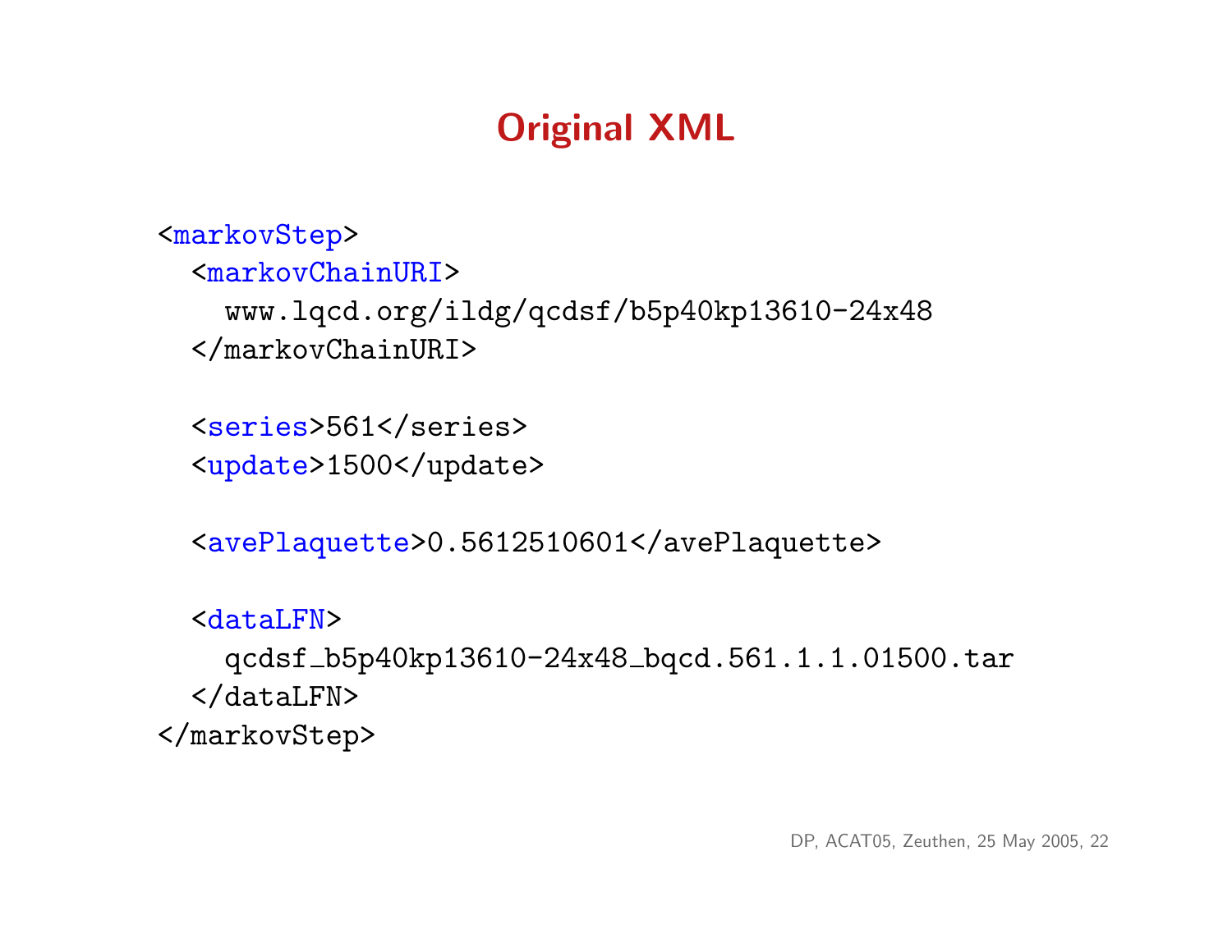# Original XML

```
<markovStep>
  <markovChainURI>
    www.lqcd.org/ildg/qcdsf/b5p40kp13610-24x48
  </markovChainURI>

  <series>561</series>
  <update>1500</update>

  <avePlaquette>0.5612510601</avePlaquette>

  <dataLFN>
    qcdsf_b5p40kp13610-24x48_bqcd.561.1.1.01500.tar
  </dataLFN>
</markovStep>
```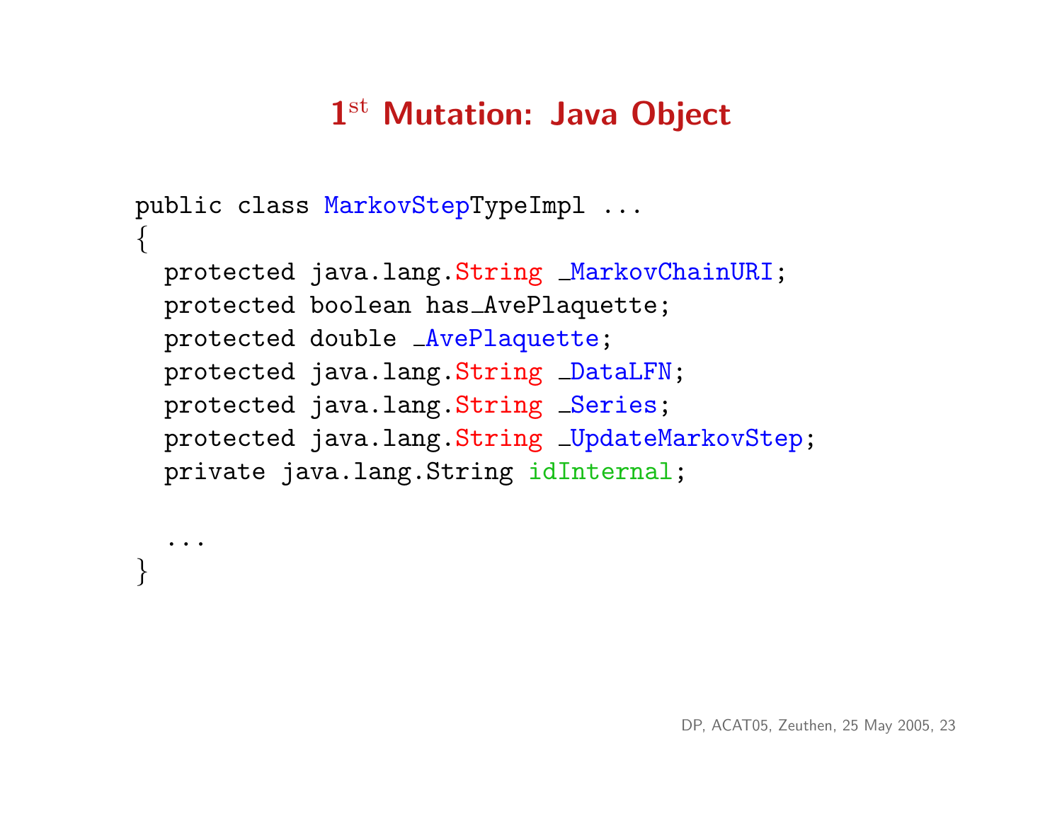# $1^{st}$ Mutation: Java Object

```
public class MarkovStepTypeImpl ...
{
  protected java.lang.String _MarkovChainURI;
  protected boolean has_AvePlaquette;
  protected double _AvePlaquette;
  protected java.lang.String _DataLFN;
  protected java.lang.String _Series;
  protected java.lang.String _UpdateMarkovStep;
  private java.lang.String idInternal;

  ...
}
```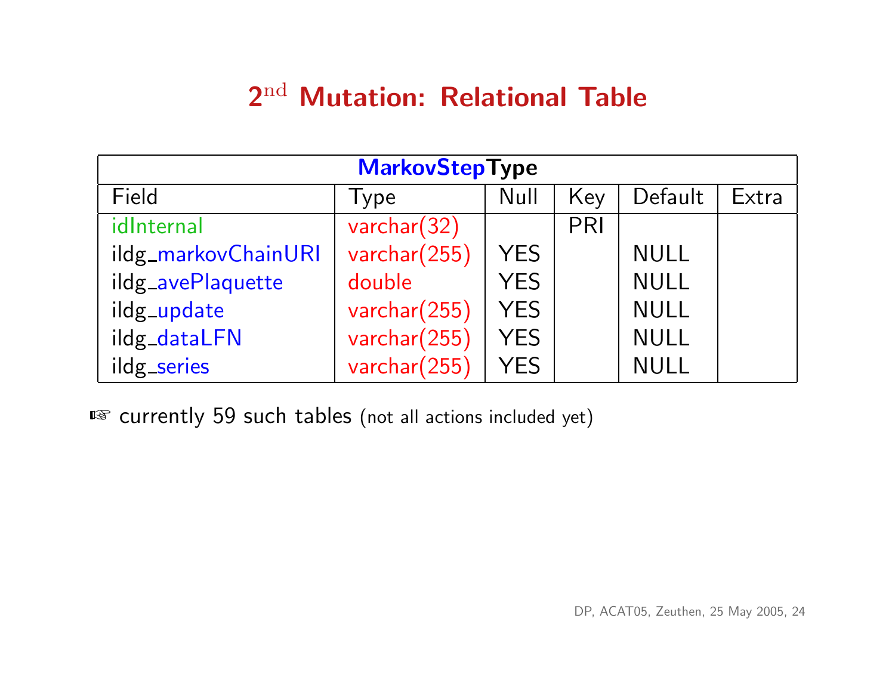# 2$^{\text{nd}}$ Mutation: Relational Table

| MarkovStepType | | | | | |
|---|---|---|---|---|---|
| Field | Type | Null | Key | Default | Extra |
| idInternal | varchar(32) | | PRI | | |
| ildg_markovChainURI | varchar(255) | YES | | NULL | |
| ildg_avePlaquette | double | YES | | NULL | |
| ildg_update | varchar(255) | YES | | NULL | |
| ildg_dataLFN | varchar(255) | YES | | NULL | |
| ildg_series | varchar(255) | YES | | NULL | |

☞ currently 59 such tables (not all actions included yet)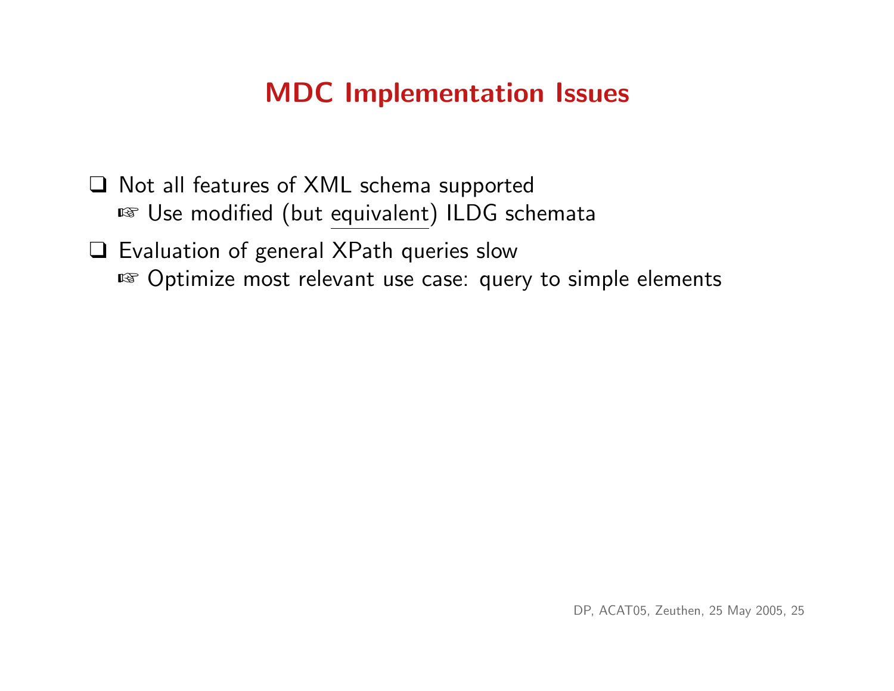# MDC Implementation Issues

- Not all features of XML schema supported
  - ☞ Use modified (but equivalent) ILDG schemata
- Evaluation of general XPath queries slow
  - ☞ Optimize most relevant use case: query to simple elements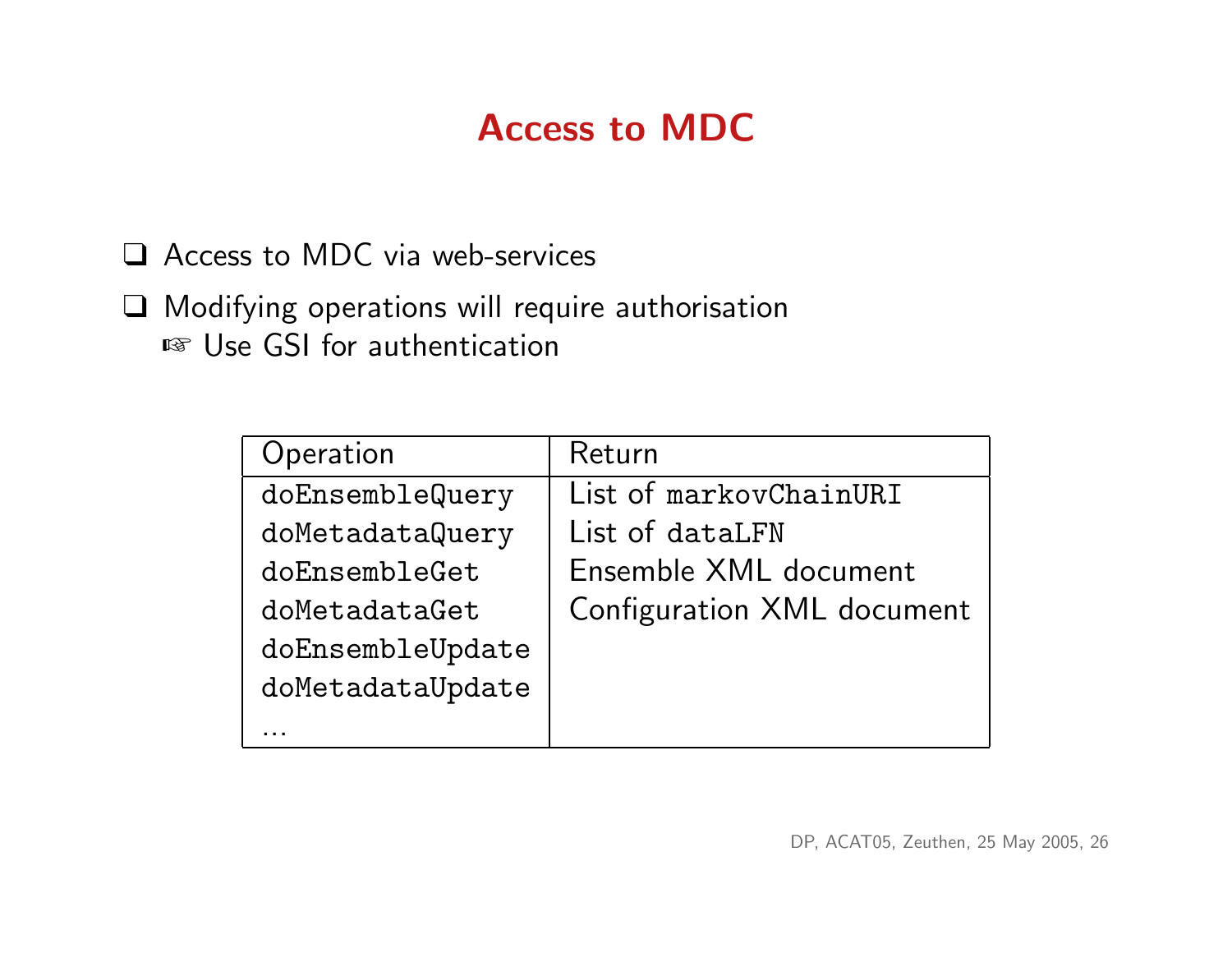# Access to MDC

- Access to MDC via web-services
- Modifying operations will require authorisation
  - ☞ Use GSI for authentication

| Operation | Return |
|---|---|
| `doEnsembleQuery` | List of `markovChainURI` |
| `doMetadataQuery` | List of `dataLFN` |
| `doEnsembleGet` | Ensemble XML document |
| `doMetadataGet` | Configuration XML document |
| `doEnsembleUpdate` | |
| `doMetadataUpdate` | |
| ... | |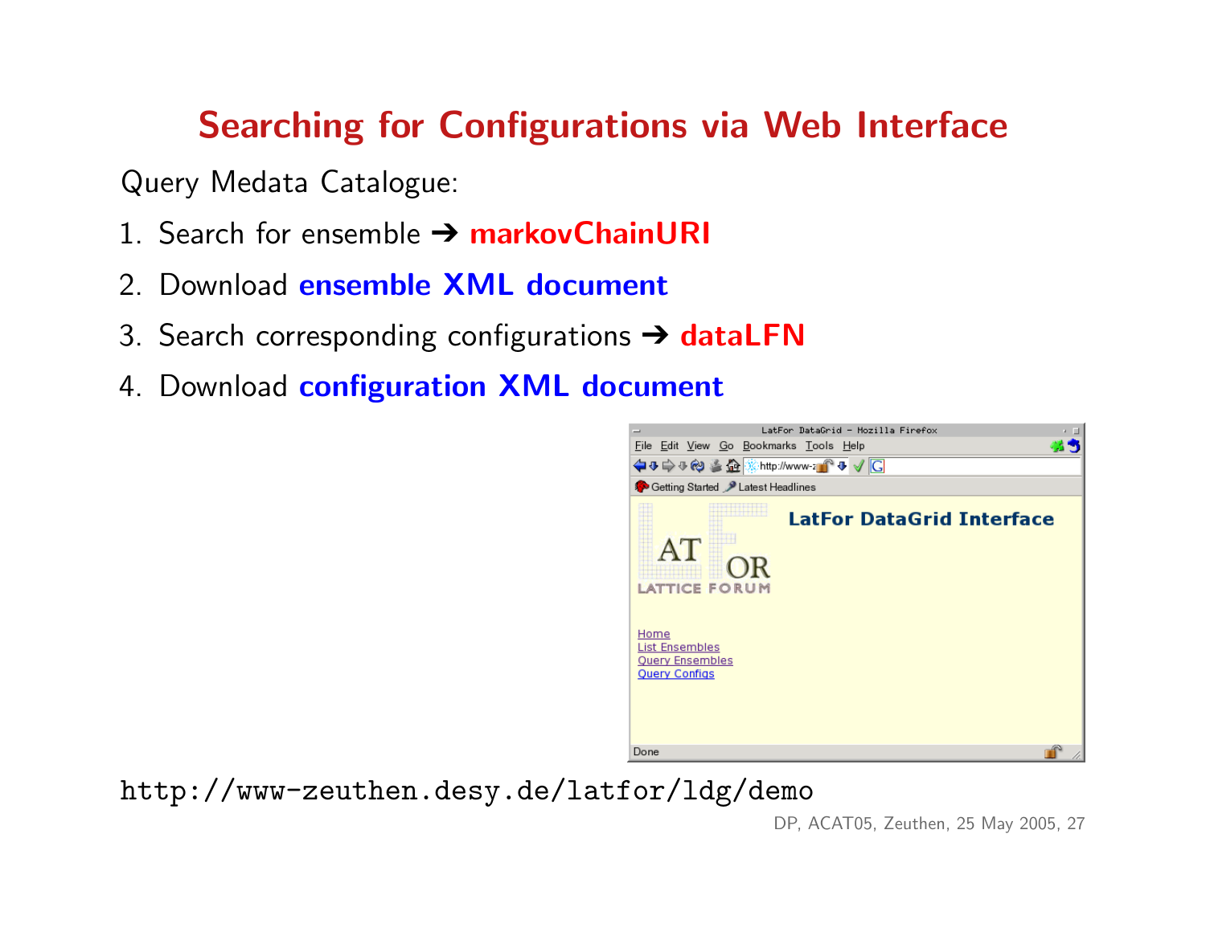# Searching for Configurations via Web Interface

Query Medata Catalogue:

1. Search for ensemble ➔ **markovChainURI**
2. Download **ensemble XML document**
3. Search corresponding configurations ➔ **dataLFN**
4. Download **configuration XML document**

`http://www-zeuthen.desy.de/latfor/ldg/demo`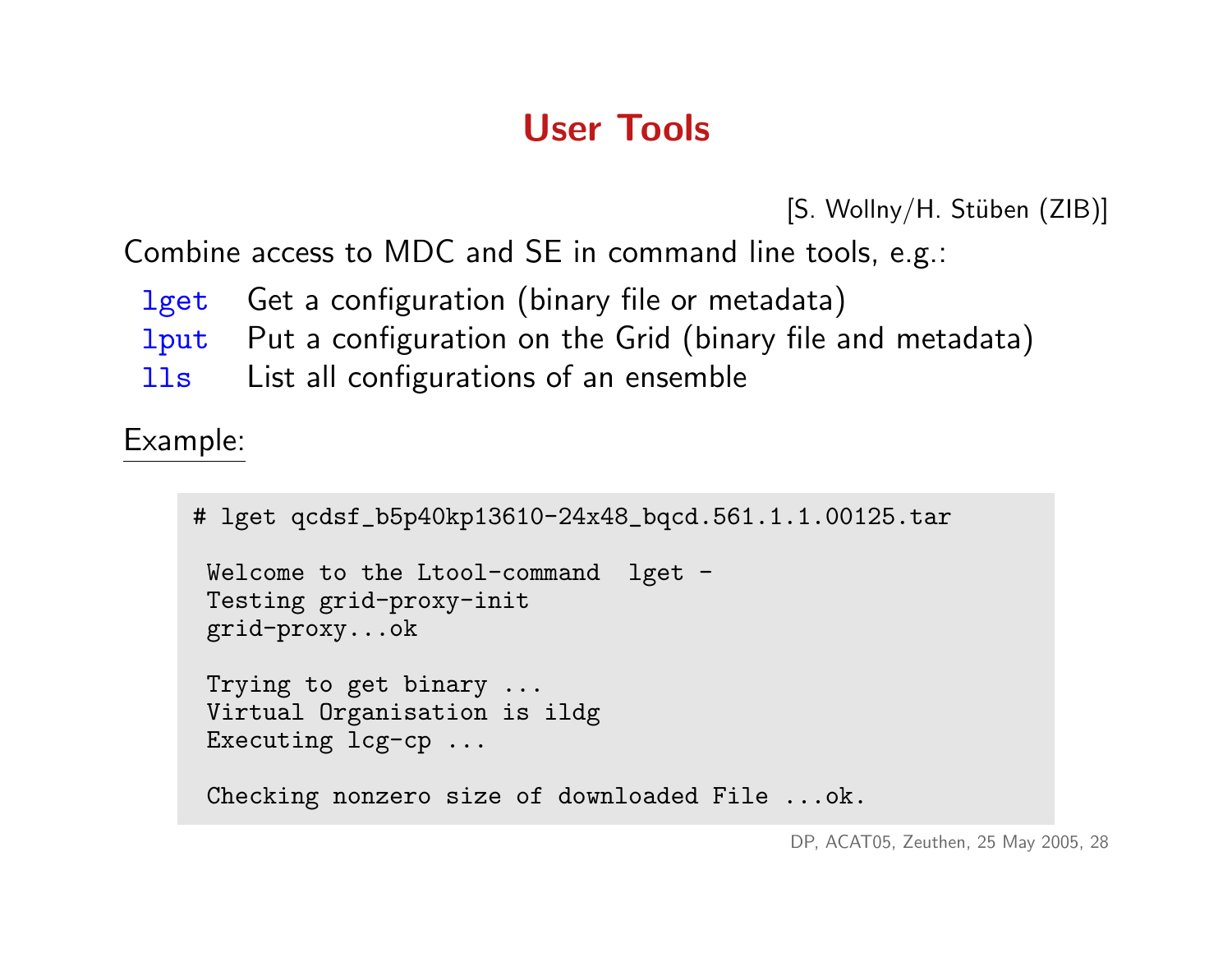# User Tools

[S. Wollny/H. Stüben (ZIB)]

Combine access to MDC and SE in command line tools, e.g.:

- `lget` Get a configuration (binary file or metadata)
- `lput` Put a configuration on the Grid (binary file and metadata)
- `lls` List all configurations of an ensemble

Example:

```
# lget qcdsf_b5p40kp13610-24x48_bqcd.561.1.1.00125.tar

 Welcome to the Ltool-command  lget -
 Testing grid-proxy-init
 grid-proxy...ok

 Trying to get binary ...
 Virtual Organisation is ildg
 Executing lcg-cp ...

 Checking nonzero size of downloaded File ...ok.
```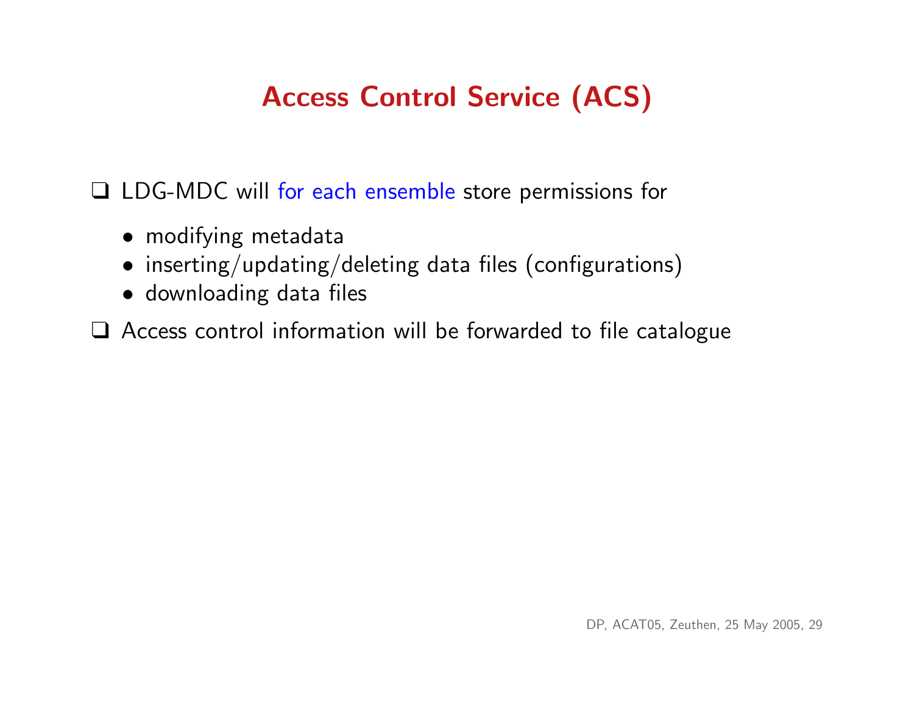# Access Control Service (ACS)

- LDG-MDC will for each ensemble store permissions for
  - modifying metadata
  - inserting/updating/deleting data files (configurations)
  - downloading data files
- Access control information will be forwarded to file catalogue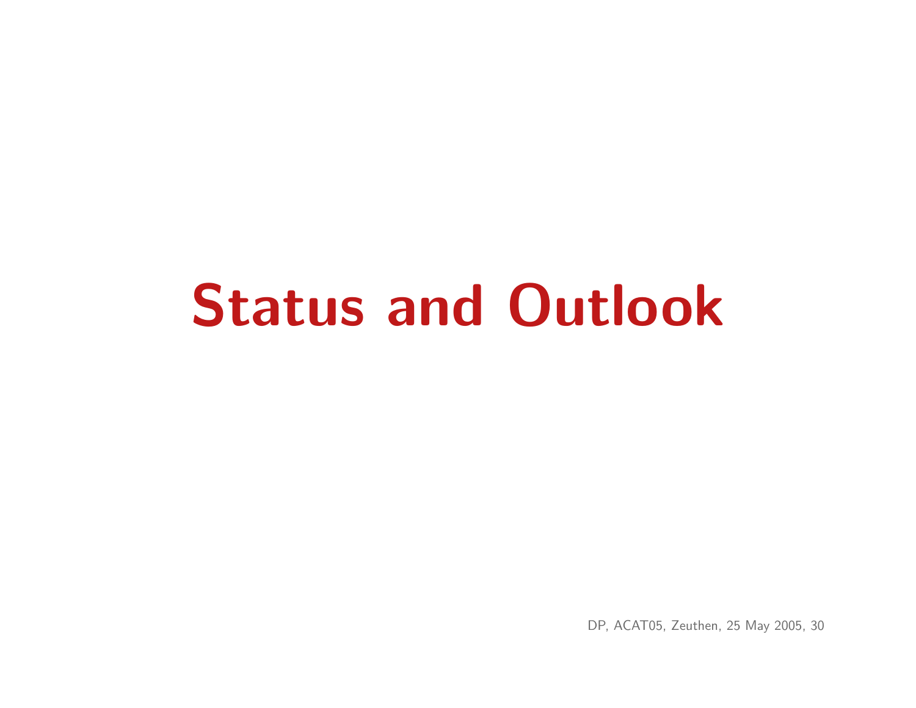# Status and Outlook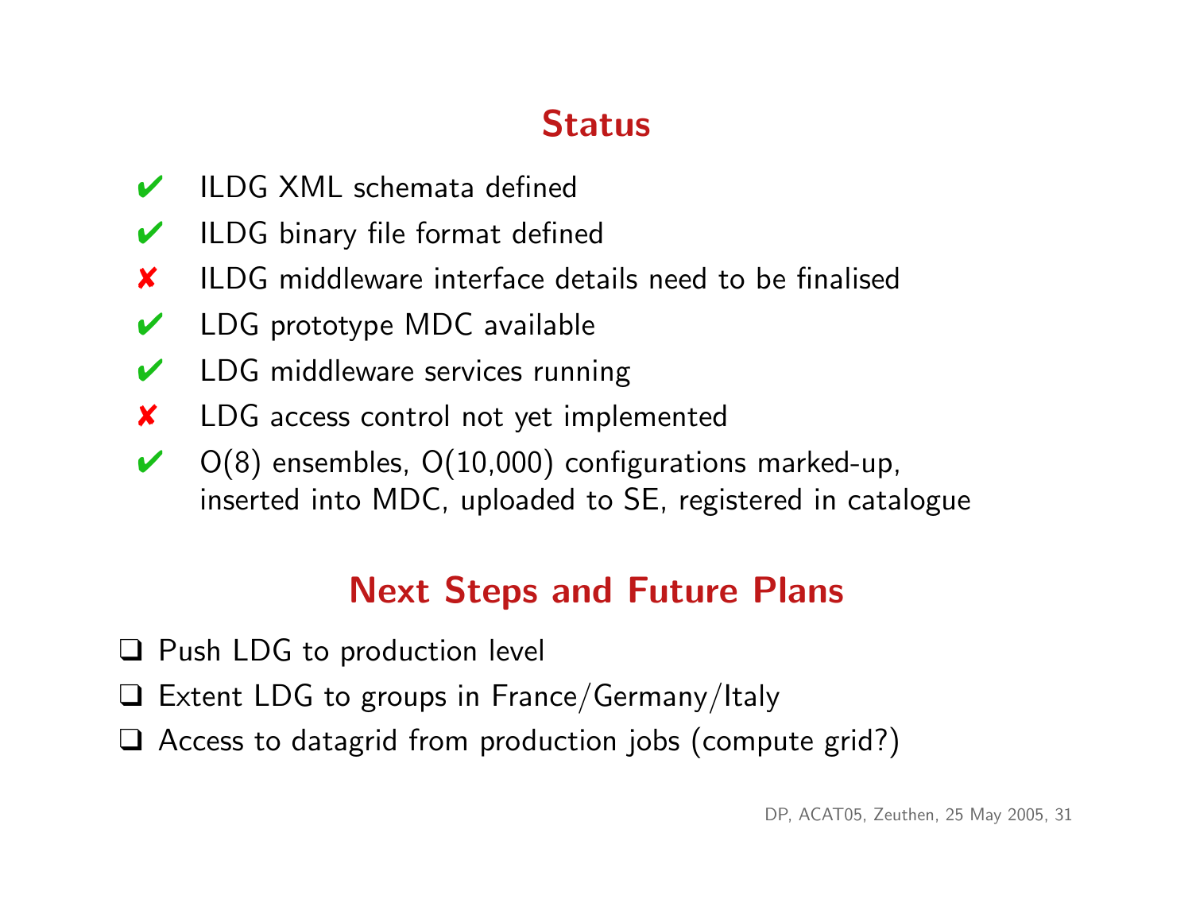## Status

- ✔ ILDG XML schemata defined
- ✔ ILDG binary file format defined
- ✘ ILDG middleware interface details need to be finalised
- ✔ LDG prototype MDC available
- ✔ LDG middleware services running
- ✘ LDG access control not yet implemented
- ✔ O(8) ensembles, O(10,000) configurations marked-up, inserted into MDC, uploaded to SE, registered in catalogue

## Next Steps and Future Plans

- ❏ Push LDG to production level
- ❏ Extent LDG to groups in France/Germany/Italy
- ❏ Access to datagrid from production jobs (compute grid?)